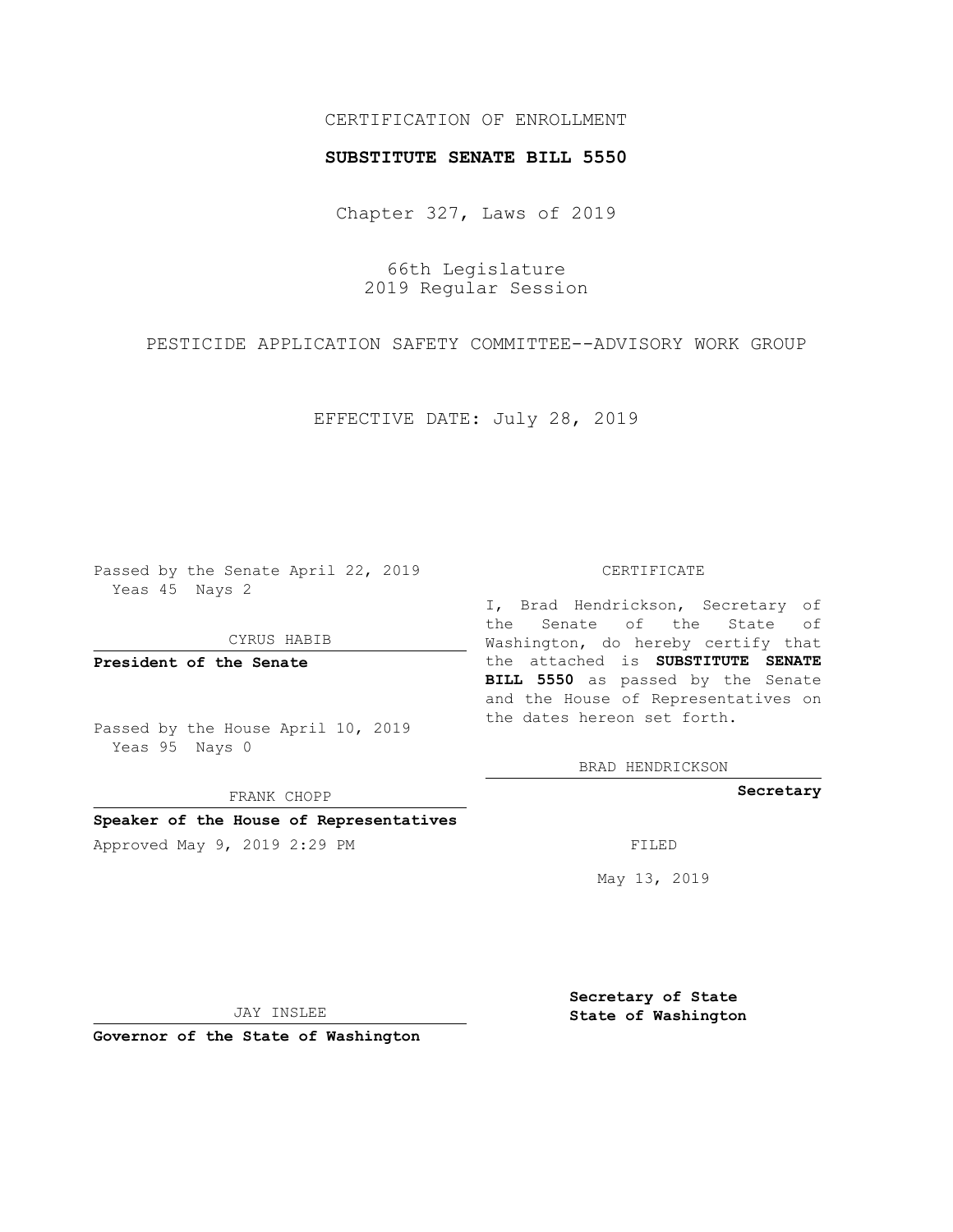CERTIFICATION OF ENROLLMENT

**SUBSTITUTE SENATE BILL 5550**

Chapter 327, Laws of 2019

66th Legislature
2019 Regular Session

PESTICIDE APPLICATION SAFETY COMMITTEE--ADVISORY WORK GROUP

EFFECTIVE DATE: July 28, 2019

Passed by the Senate April 22, 2019
Yeas 45 Nays 2

CYRUS HABIB

**President of the Senate**

Passed by the House April 10, 2019
Yeas 95 Nays 0

FRANK CHOPP

**Speaker of the House of Representatives**

Approved May 9, 2019 2:29 PM

JAY INSLEE

**Governor of the State of Washington**

CERTIFICATE

I, Brad Hendrickson, Secretary of the Senate of the State of Washington, do hereby certify that the attached is **SUBSTITUTE SENATE BILL 5550** as passed by the Senate and the House of Representatives on the dates hereon set forth.

BRAD HENDRICKSON

**Secretary**

FILED

May 13, 2019

**Secretary of State**
**State of Washington**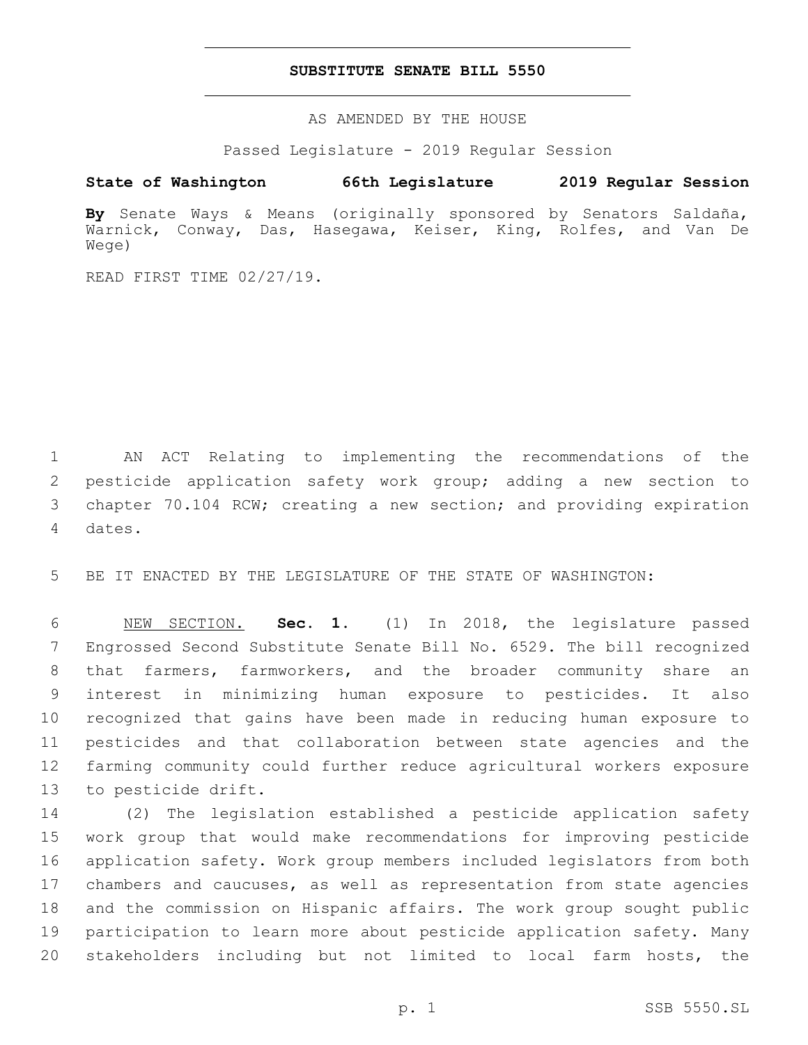**SUBSTITUTE SENATE BILL 5550**

AS AMENDED BY THE HOUSE

Passed Legislature - 2019 Regular Session

**State of Washington 66th Legislature 2019 Regular Session**

**By** Senate Ways & Means (originally sponsored by Senators Saldaña, Warnick, Conway, Das, Hasegawa, Keiser, King, Rolfes, and Van De Wege)

READ FIRST TIME 02/27/19.

AN ACT Relating to implementing the recommendations of the pesticide application safety work group; adding a new section to chapter 70.104 RCW; creating a new section; and providing expiration dates.

BE IT ENACTED BY THE LEGISLATURE OF THE STATE OF WASHINGTON:

NEW SECTION. **Sec. 1.** (1) In 2018, the legislature passed Engrossed Second Substitute Senate Bill No. 6529. The bill recognized that farmers, farmworkers, and the broader community share an interest in minimizing human exposure to pesticides. It also recognized that gains have been made in reducing human exposure to pesticides and that collaboration between state agencies and the farming community could further reduce agricultural workers exposure to pesticide drift.

(2) The legislation established a pesticide application safety work group that would make recommendations for improving pesticide application safety. Work group members included legislators from both chambers and caucuses, as well as representation from state agencies and the commission on Hispanic affairs. The work group sought public participation to learn more about pesticide application safety. Many stakeholders including but not limited to local farm hosts, the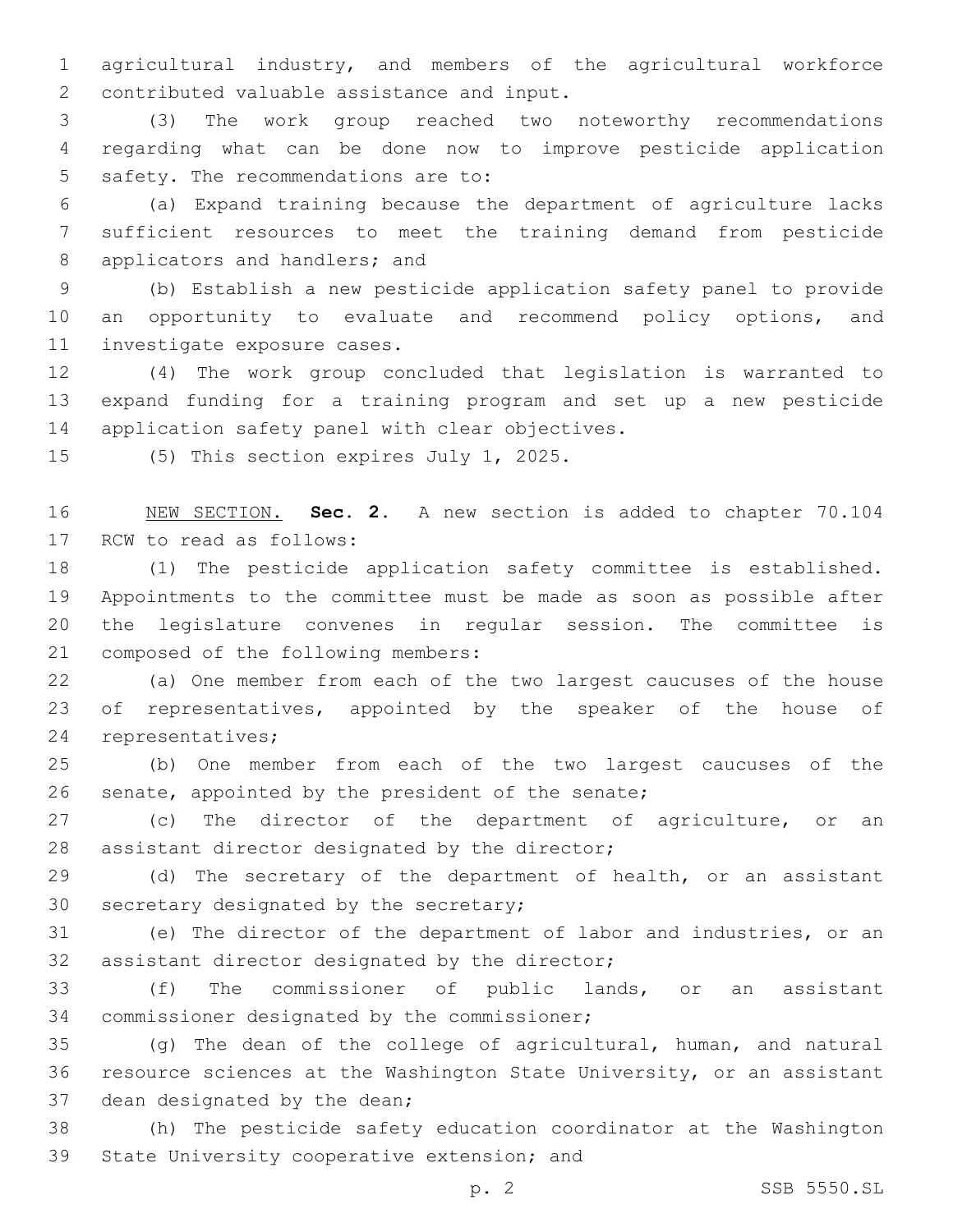agricultural industry, and members of the agricultural workforce contributed valuable assistance and input.

(3) The work group reached two noteworthy recommendations regarding what can be done now to improve pesticide application safety. The recommendations are to:

(a) Expand training because the department of agriculture lacks sufficient resources to meet the training demand from pesticide applicators and handlers; and

(b) Establish a new pesticide application safety panel to provide an opportunity to evaluate and recommend policy options, and investigate exposure cases.

(4) The work group concluded that legislation is warranted to expand funding for a training program and set up a new pesticide application safety panel with clear objectives.

(5) This section expires July 1, 2025.

NEW SECTION. **Sec. 2.** A new section is added to chapter 70.104 RCW to read as follows:

(1) The pesticide application safety committee is established. Appointments to the committee must be made as soon as possible after the legislature convenes in regular session. The committee is composed of the following members:

(a) One member from each of the two largest caucuses of the house of representatives, appointed by the speaker of the house of representatives;

(b) One member from each of the two largest caucuses of the senate, appointed by the president of the senate;

(c) The director of the department of agriculture, or an assistant director designated by the director;

(d) The secretary of the department of health, or an assistant secretary designated by the secretary;

(e) The director of the department of labor and industries, or an assistant director designated by the director;

(f) The commissioner of public lands, or an assistant commissioner designated by the commissioner;

(g) The dean of the college of agricultural, human, and natural resource sciences at the Washington State University, or an assistant dean designated by the dean;

(h) The pesticide safety education coordinator at the Washington State University cooperative extension; and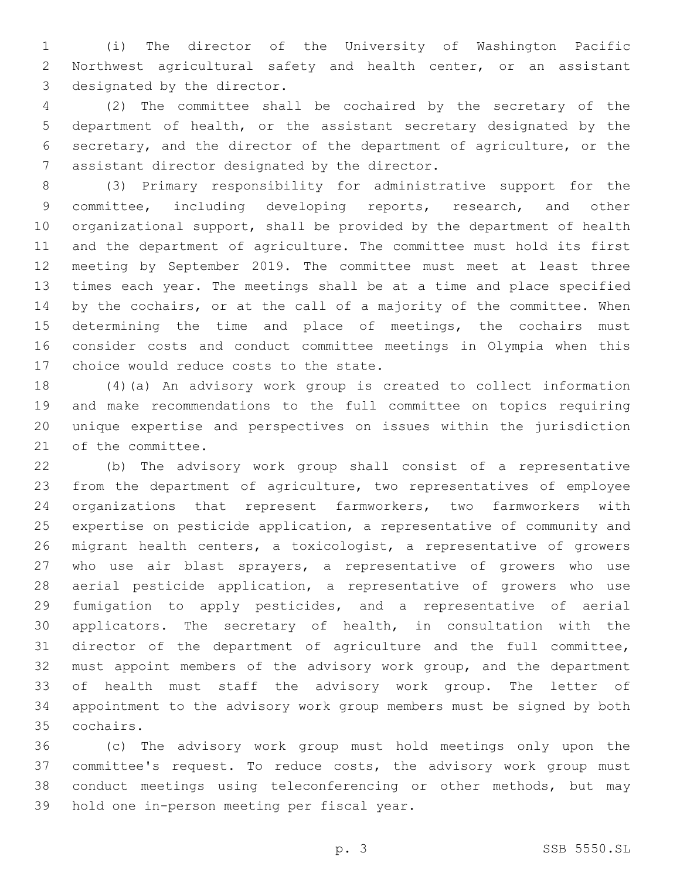(i) The director of the University of Washington Pacific Northwest agricultural safety and health center, or an assistant designated by the director.

(2) The committee shall be cochaired by the secretary of the department of health, or the assistant secretary designated by the secretary, and the director of the department of agriculture, or the assistant director designated by the director.

(3) Primary responsibility for administrative support for the committee, including developing reports, research, and other organizational support, shall be provided by the department of health and the department of agriculture. The committee must hold its first meeting by September 2019. The committee must meet at least three times each year. The meetings shall be at a time and place specified by the cochairs, or at the call of a majority of the committee. When determining the time and place of meetings, the cochairs must consider costs and conduct committee meetings in Olympia when this choice would reduce costs to the state.

(4)(a) An advisory work group is created to collect information and make recommendations to the full committee on topics requiring unique expertise and perspectives on issues within the jurisdiction of the committee.

(b) The advisory work group shall consist of a representative from the department of agriculture, two representatives of employee organizations that represent farmworkers, two farmworkers with expertise on pesticide application, a representative of community and migrant health centers, a toxicologist, a representative of growers who use air blast sprayers, a representative of growers who use aerial pesticide application, a representative of growers who use fumigation to apply pesticides, and a representative of aerial applicators. The secretary of health, in consultation with the director of the department of agriculture and the full committee, must appoint members of the advisory work group, and the department of health must staff the advisory work group. The letter of appointment to the advisory work group members must be signed by both cochairs.

(c) The advisory work group must hold meetings only upon the committee's request. To reduce costs, the advisory work group must conduct meetings using teleconferencing or other methods, but may hold one in-person meeting per fiscal year.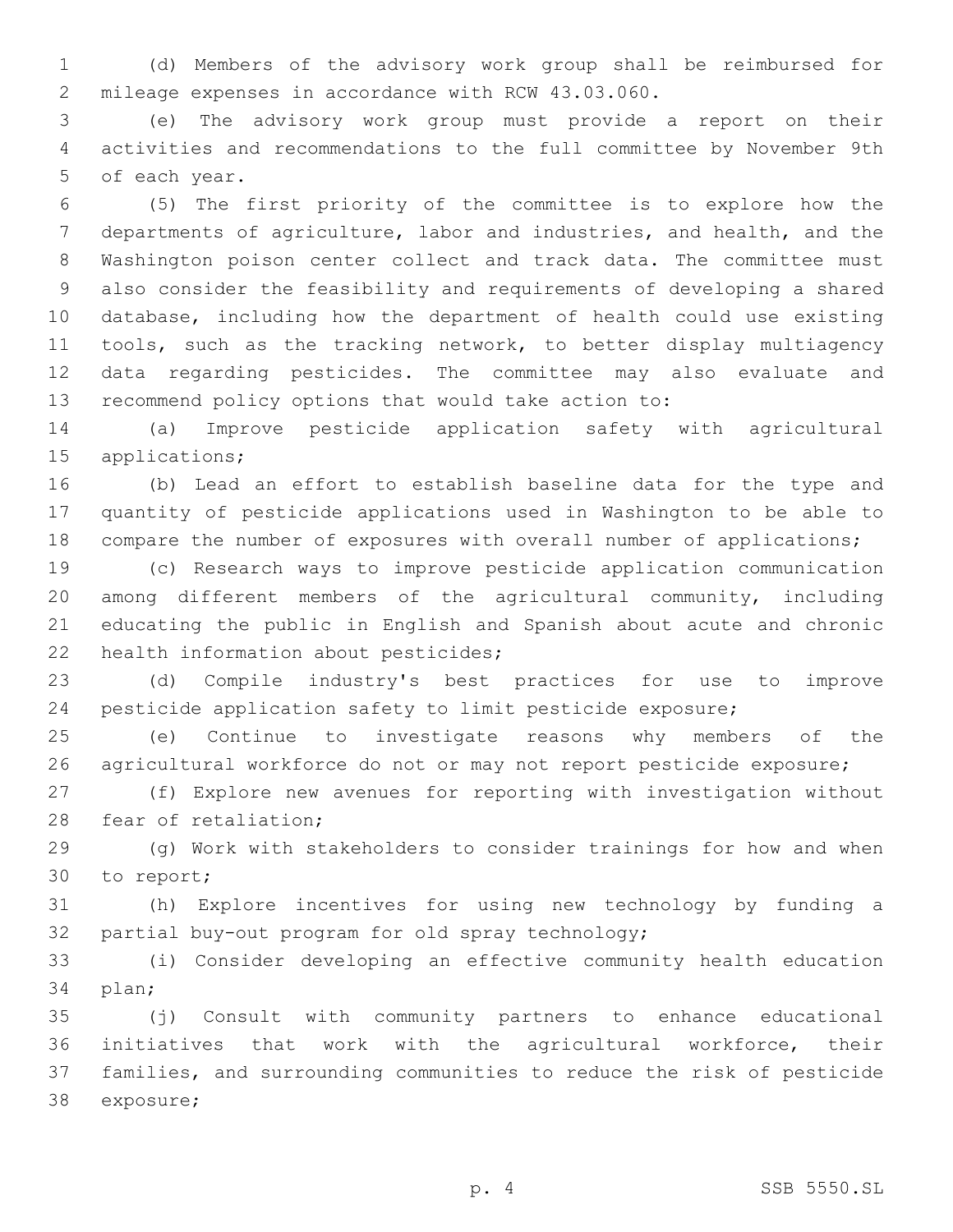(d) Members of the advisory work group shall be reimbursed for mileage expenses in accordance with RCW 43.03.060.

(e) The advisory work group must provide a report on their activities and recommendations to the full committee by November 9th of each year.

(5) The first priority of the committee is to explore how the departments of agriculture, labor and industries, and health, and the Washington poison center collect and track data. The committee must also consider the feasibility and requirements of developing a shared database, including how the department of health could use existing tools, such as the tracking network, to better display multiagency data regarding pesticides. The committee may also evaluate and recommend policy options that would take action to:

(a) Improve pesticide application safety with agricultural applications;

(b) Lead an effort to establish baseline data for the type and quantity of pesticide applications used in Washington to be able to compare the number of exposures with overall number of applications;

(c) Research ways to improve pesticide application communication among different members of the agricultural community, including educating the public in English and Spanish about acute and chronic health information about pesticides;

(d) Compile industry's best practices for use to improve pesticide application safety to limit pesticide exposure;

(e) Continue to investigate reasons why members of the agricultural workforce do not or may not report pesticide exposure;

(f) Explore new avenues for reporting with investigation without fear of retaliation;

(g) Work with stakeholders to consider trainings for how and when to report;

(h) Explore incentives for using new technology by funding a partial buy-out program for old spray technology;

(i) Consider developing an effective community health education plan;

(j) Consult with community partners to enhance educational initiatives that work with the agricultural workforce, their families, and surrounding communities to reduce the risk of pesticide exposure;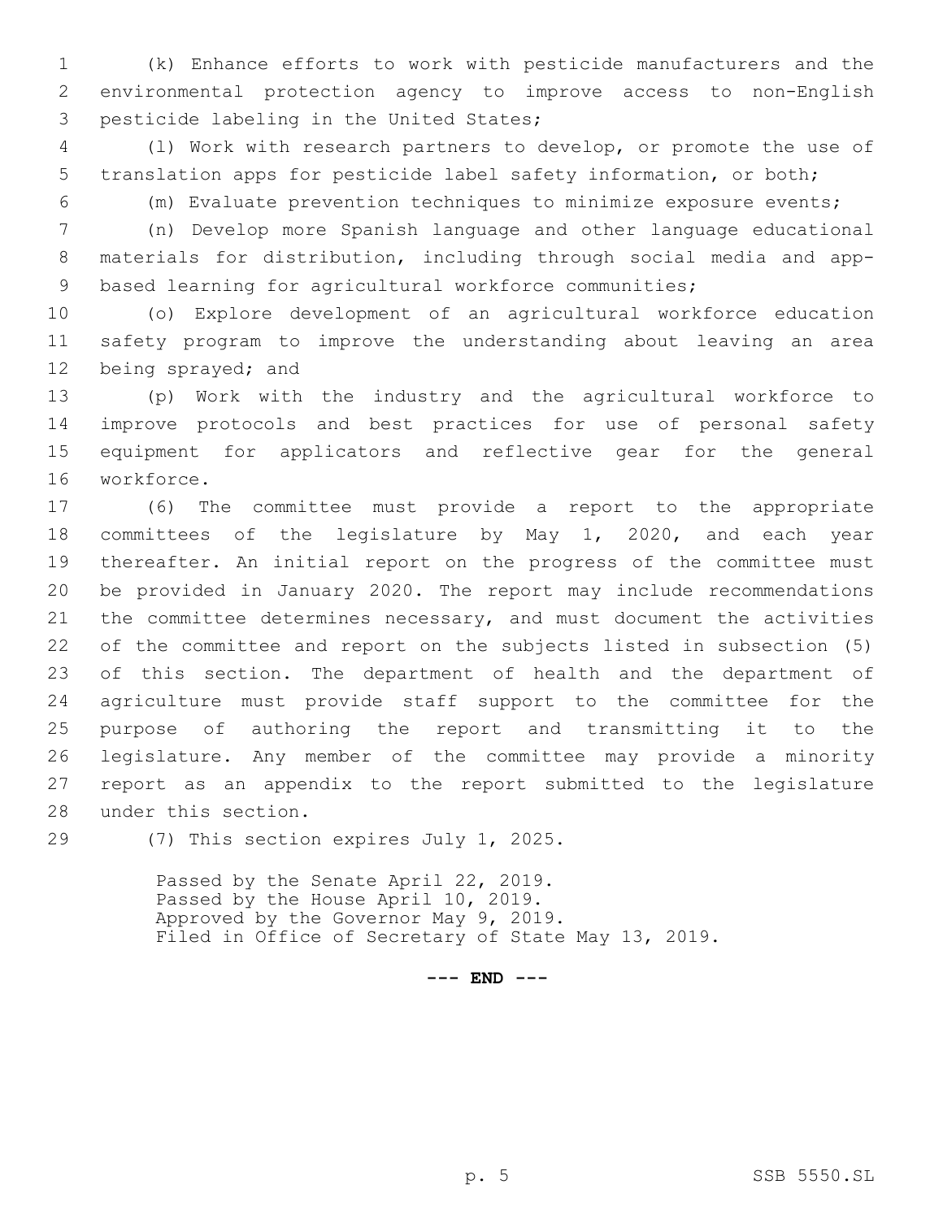(k) Enhance efforts to work with pesticide manufacturers and the environmental protection agency to improve access to non-English pesticide labeling in the United States;

(l) Work with research partners to develop, or promote the use of translation apps for pesticide label safety information, or both;

(m) Evaluate prevention techniques to minimize exposure events;

(n) Develop more Spanish language and other language educational materials for distribution, including through social media and app-based learning for agricultural workforce communities;

(o) Explore development of an agricultural workforce education safety program to improve the understanding about leaving an area being sprayed; and

(p) Work with the industry and the agricultural workforce to improve protocols and best practices for use of personal safety equipment for applicators and reflective gear for the general workforce.

(6) The committee must provide a report to the appropriate committees of the legislature by May 1, 2020, and each year thereafter. An initial report on the progress of the committee must be provided in January 2020. The report may include recommendations the committee determines necessary, and must document the activities of the committee and report on the subjects listed in subsection (5) of this section. The department of health and the department of agriculture must provide staff support to the committee for the purpose of authoring the report and transmitting it to the legislature. Any member of the committee may provide a minority report as an appendix to the report submitted to the legislature under this section.

(7) This section expires July 1, 2025.

Passed by the Senate April 22, 2019.
Passed by the House April 10, 2019.
Approved by the Governor May 9, 2019.
Filed in Office of Secretary of State May 13, 2019.

**--- END ---**